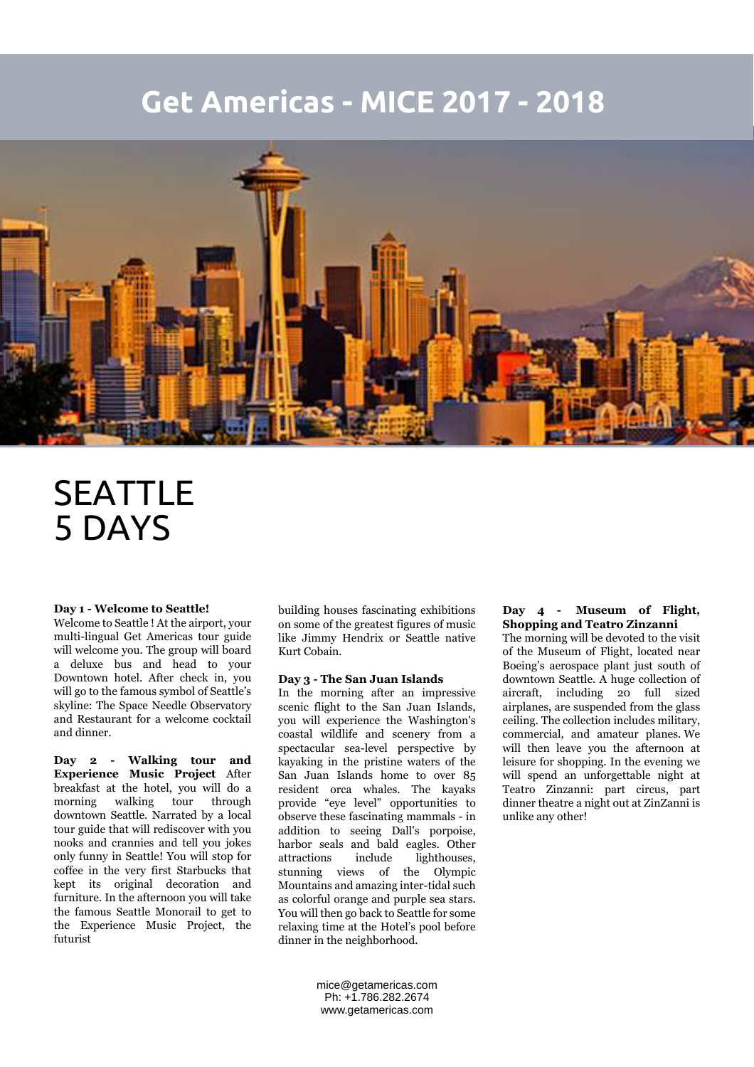# Get Americas - MICE 2017 - 2018

# SEATTLE
# 5 DAYS

**Day 1 - Welcome to Seattle!**
Welcome to Seattle ! At the airport, your multi-lingual Get Americas tour guide will welcome you. The group will board a deluxe bus and head to your Downtown hotel. After check in, you will go to the famous symbol of Seattle's skyline: The Space Needle Observatory and Restaurant for a welcome cocktail and dinner.

**Day 2 - Walking tour and Experience Music Project** After breakfast at the hotel, you will do a morning walking tour through downtown Seattle. Narrated by a local tour guide that will rediscover with you nooks and crannies and tell you jokes only funny in Seattle! You will stop for coffee in the very first Starbucks that kept its original decoration and furniture. In the afternoon you will take the famous Seattle Monorail to get to the Experience Music Project, the futurist building houses fascinating exhibitions on some of the greatest figures of music like Jimmy Hendrix or Seattle native Kurt Cobain.

**Day 3 - The San Juan Islands**
In the morning after an impressive scenic flight to the San Juan Islands, you will experience the Washington's coastal wildlife and scenery from a spectacular sea-level perspective by kayaking in the pristine waters of the San Juan Islands home to over 85 resident orca whales. The kayaks provide "eye level" opportunities to observe these fascinating mammals - in addition to seeing Dall's porpoise, harbor seals and bald eagles. Other attractions include lighthouses, stunning views of the Olympic Mountains and amazing inter-tidal such as colorful orange and purple sea stars. You will then go back to Seattle for some relaxing time at the Hotel's pool before dinner in the neighborhood.

**Day 4 - Museum of Flight, Shopping and Teatro Zinzanni**
The morning will be devoted to the visit of the Museum of Flight, located near Boeing's aerospace plant just south of downtown Seattle. A huge collection of aircraft, including 20 full sized airplanes, are suspended from the glass ceiling. The collection includes military, commercial, and amateur planes. We will then leave you the afternoon at leisure for shopping. In the evening we will spend an unforgettable night at Teatro Zinzanni: part circus, part dinner theatre a night out at ZinZanni is unlike any other!

mice@getamericas.com
Ph: +1.786.282.2674
www.getamericas.com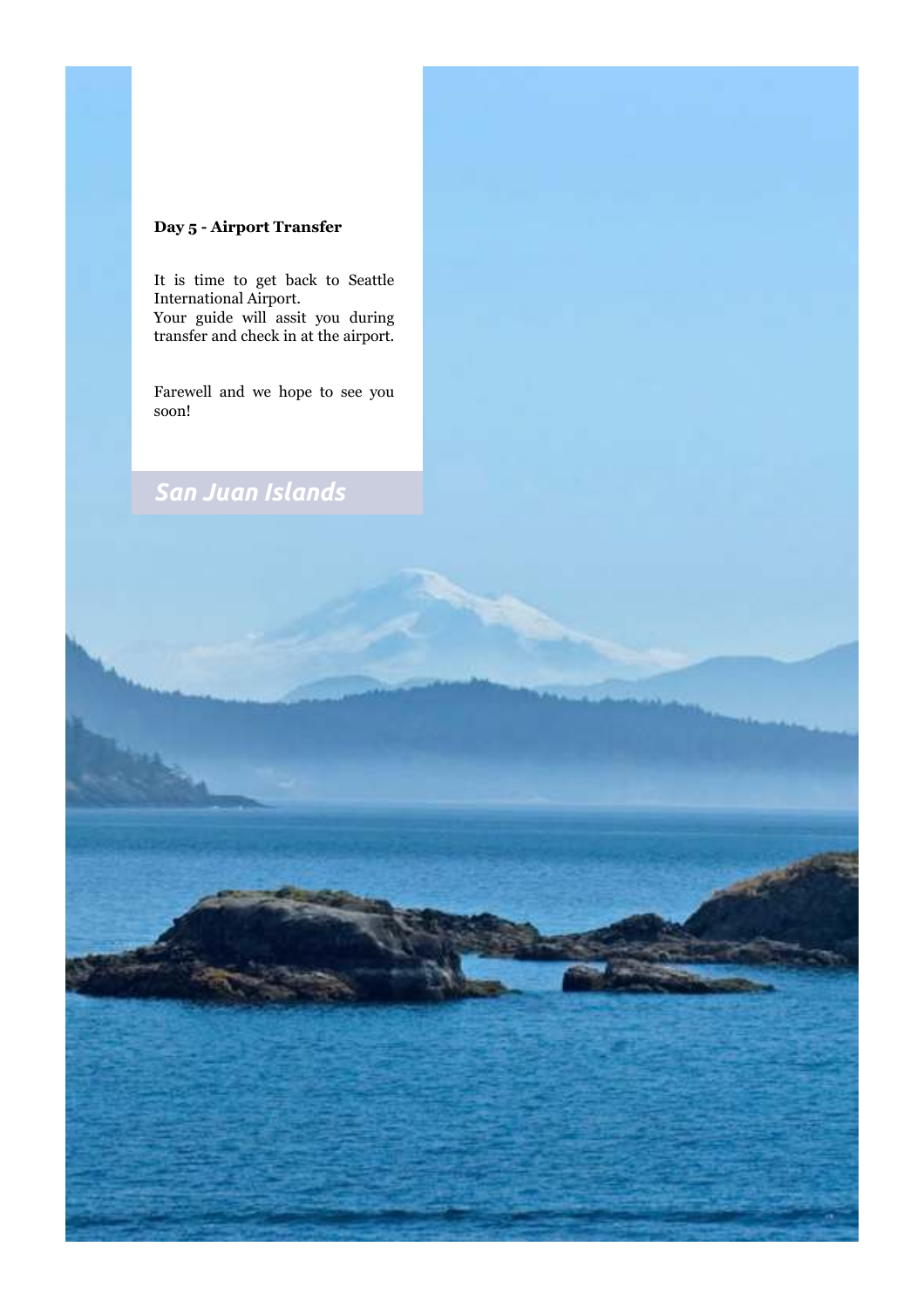**Day 5 - Airport Transfer**

It is time to get back to Seattle International Airport.
Your guide will assit you during transfer and check in at the airport.

Farewell and we hope to see you soon!

***San Juan Islands***